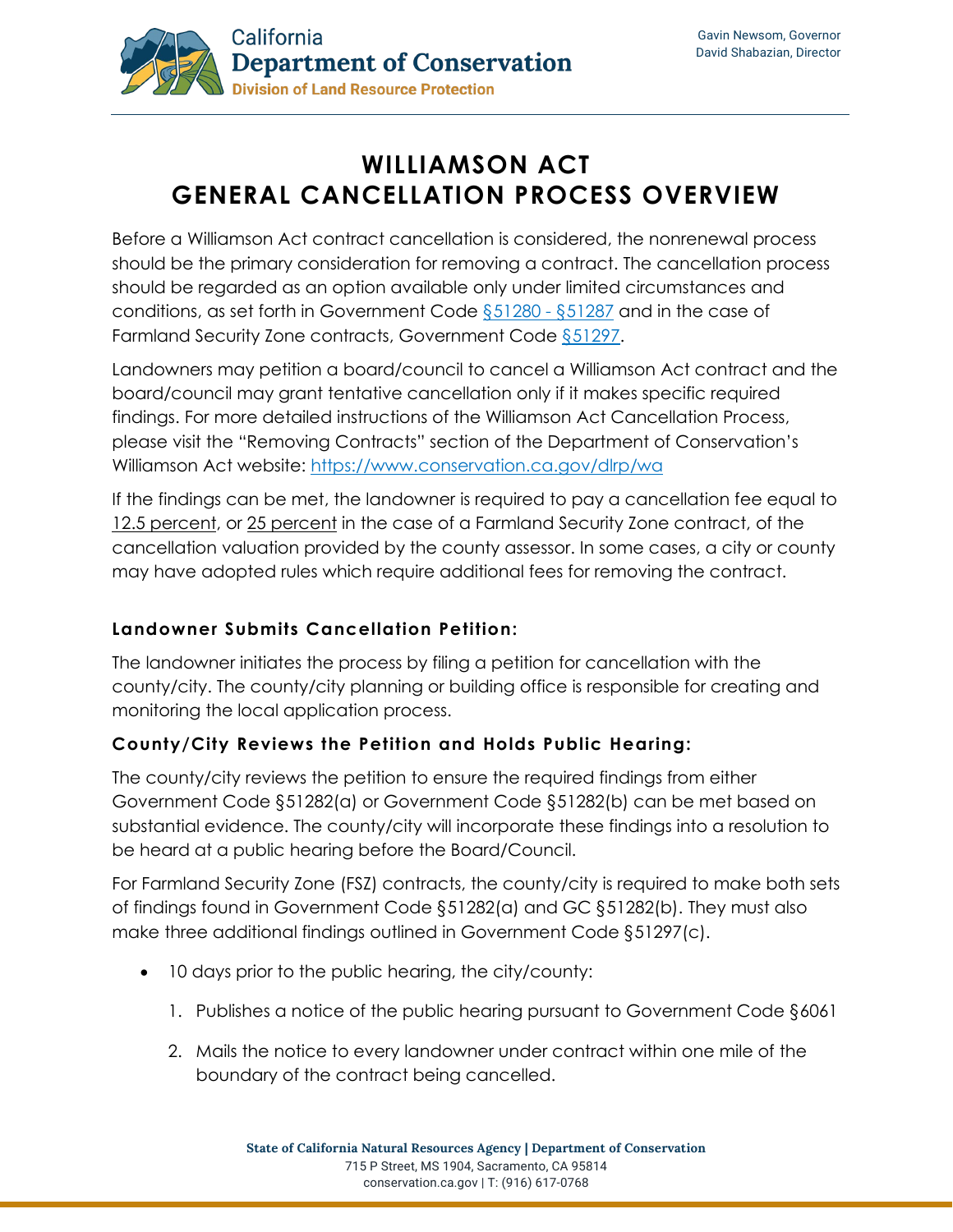California
Department of Conservation
Division of Land Resource Protection

Gavin Newsom, Governor
David Shabazian, Director

# WILLIAMSON ACT GENERAL CANCELLATION PROCESS OVERVIEW

Before a Williamson Act contract cancellation is considered, the nonrenewal process should be the primary consideration for removing a contract. The cancellation process should be regarded as an option available only under limited circumstances and conditions, as set forth in Government Code [§51280 - §51287](#) and in the case of Farmland Security Zone contracts, Government Code [§51297](#).

Landowners may petition a board/council to cancel a Williamson Act contract and the board/council may grant tentative cancellation only if it makes specific required findings. For more detailed instructions of the Williamson Act Cancellation Process, please visit the "Removing Contracts" section of the Department of Conservation's Williamson Act website: https://www.conservation.ca.gov/dlrp/wa

If the findings can be met, the landowner is required to pay a cancellation fee equal to 12.5 percent, or 25 percent in the case of a Farmland Security Zone contract, of the cancellation valuation provided by the county assessor. In some cases, a city or county may have adopted rules which require additional fees for removing the contract.

### Landowner Submits Cancellation Petition:

The landowner initiates the process by filing a petition for cancellation with the county/city. The county/city planning or building office is responsible for creating and monitoring the local application process.

### County/City Reviews the Petition and Holds Public Hearing:

The county/city reviews the petition to ensure the required findings from either Government Code §51282(a) or Government Code §51282(b) can be met based on substantial evidence. The county/city will incorporate these findings into a resolution to be heard at a public hearing before the Board/Council.

For Farmland Security Zone (FSZ) contracts, the county/city is required to make both sets of findings found in Government Code §51282(a) and GC §51282(b). They must also make three additional findings outlined in Government Code §51297(c).

- 10 days prior to the public hearing, the city/county:
    1. Publishes a notice of the public hearing pursuant to Government Code §6061
    2. Mails the notice to every landowner under contract within one mile of the boundary of the contract being cancelled.

State of California Natural Resources Agency | Department of Conservation
715 P Street, MS 1904, Sacramento, CA 95814
conservation.ca.gov | T: (916) 617-0768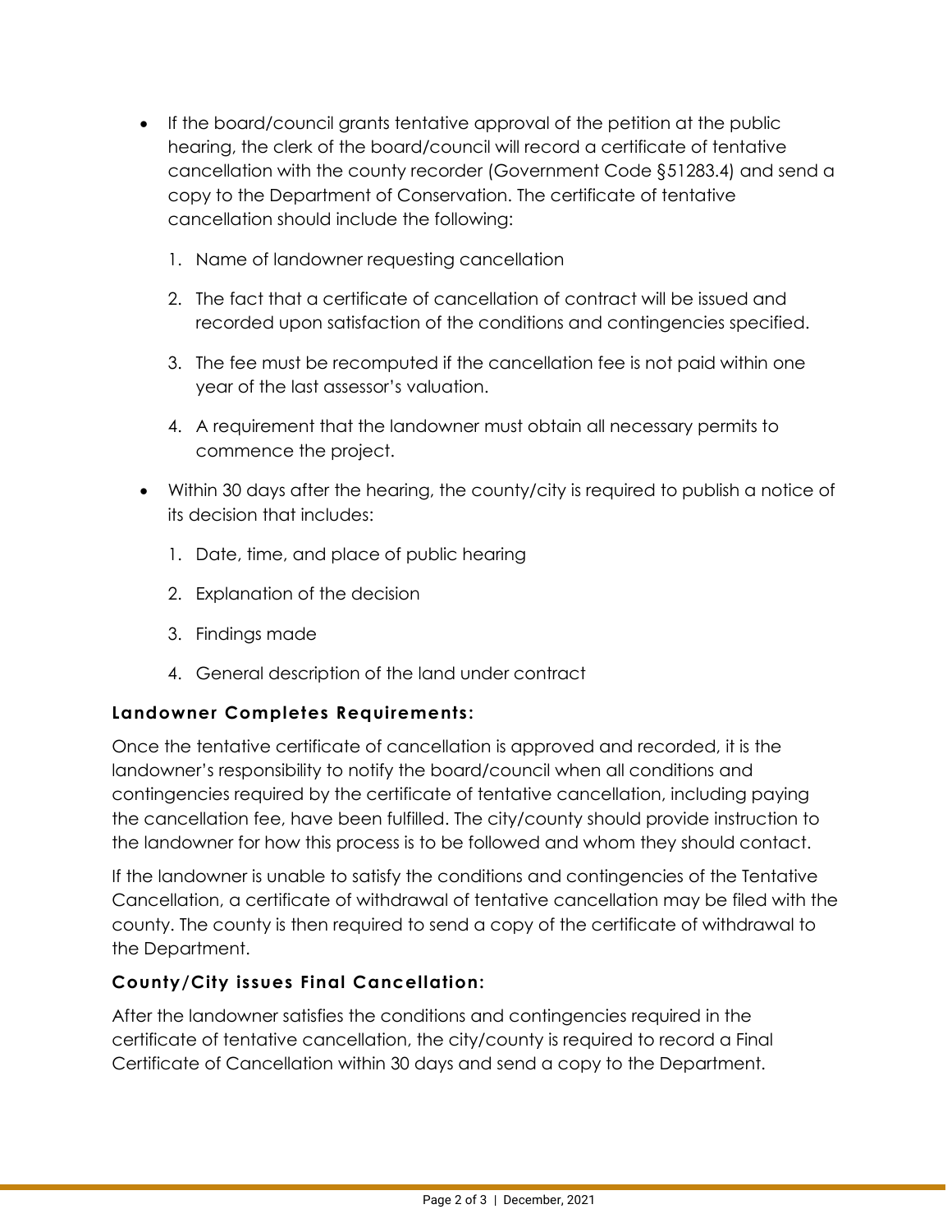- If the board/council grants tentative approval of the petition at the public hearing, the clerk of the board/council will record a certificate of tentative cancellation with the county recorder (Government Code §51283.4) and send a copy to the Department of Conservation. The certificate of tentative cancellation should include the following:
  1. Name of landowner requesting cancellation
  2. The fact that a certificate of cancellation of contract will be issued and recorded upon satisfaction of the conditions and contingencies specified.
  3. The fee must be recomputed if the cancellation fee is not paid within one year of the last assessor's valuation.
  4. A requirement that the landowner must obtain all necessary permits to commence the project.
- Within 30 days after the hearing, the county/city is required to publish a notice of its decision that includes:
  1. Date, time, and place of public hearing
  2. Explanation of the decision
  3. Findings made
  4. General description of the land under contract

**Landowner Completes Requirements:**

Once the tentative certificate of cancellation is approved and recorded, it is the landowner's responsibility to notify the board/council when all conditions and contingencies required by the certificate of tentative cancellation, including paying the cancellation fee, have been fulfilled. The city/county should provide instruction to the landowner for how this process is to be followed and whom they should contact.

If the landowner is unable to satisfy the conditions and contingencies of the Tentative Cancellation, a certificate of withdrawal of tentative cancellation may be filed with the county. The county is then required to send a copy of the certificate of withdrawal to the Department.

**County/City issues Final Cancellation:**

After the landowner satisfies the conditions and contingencies required in the certificate of tentative cancellation, the city/county is required to record a Final Certificate of Cancellation within 30 days and send a copy to the Department.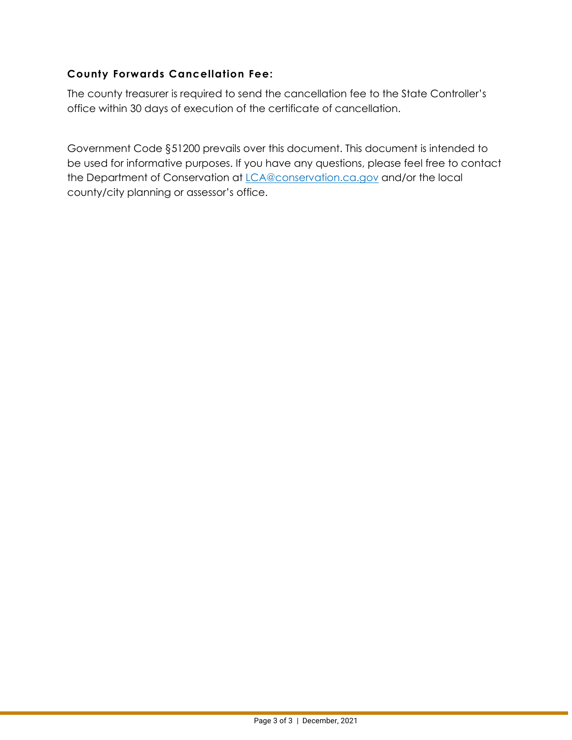### County Forwards Cancellation Fee:

The county treasurer is required to send the cancellation fee to the State Controller's office within 30 days of execution of the certificate of cancellation.

Government Code §51200 prevails over this document. This document is intended to be used for informative purposes. If you have any questions, please feel free to contact the Department of Conservation at LCA@conservation.ca.gov and/or the local county/city planning or assessor's office.